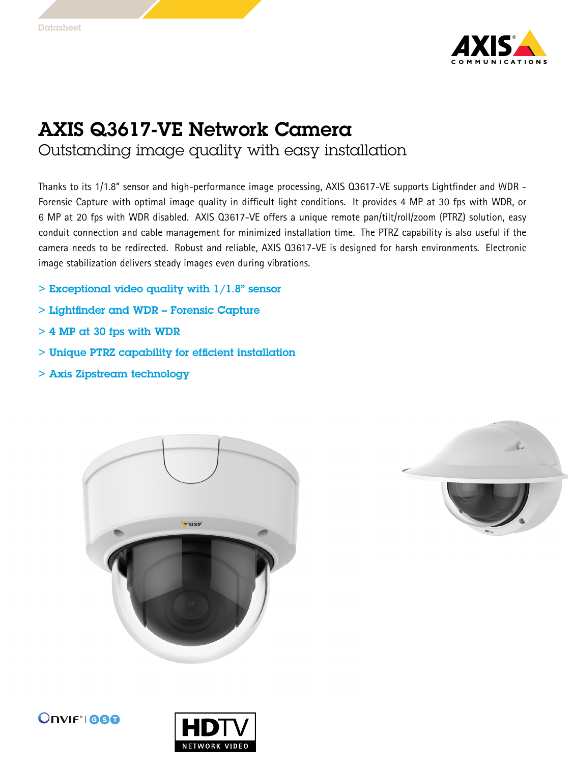Datasheet

# AXIS Q3617-VE Network Camera

## Outstanding image quality with easy installation

Thanks to its 1/1.8" sensor and high-performance image processing, AXIS Q3617-VE supports Lightfinder and WDR - Forensic Capture with optimal image quality in difficult light conditions. It provides 4 MP at 30 fps with WDR, or 6 MP at 20 fps with WDR disabled. AXIS Q3617-VE offers a unique remote pan/tilt/roll/zoom (PTRZ) solution, easy conduit connection and cable management for minimized installation time. The PTRZ capability is also useful if the camera needs to be redirected. Robust and reliable, AXIS Q3617-VE is designed for harsh environments. Electronic image stabilization delivers steady images even during vibrations.

> Exceptional video quality with 1/1.8" sensor

> Lightfinder and WDR – Forensic Capture

> 4 MP at 30 fps with WDR

> Unique PTRZ capability for efficient installation

> Axis Zipstream technology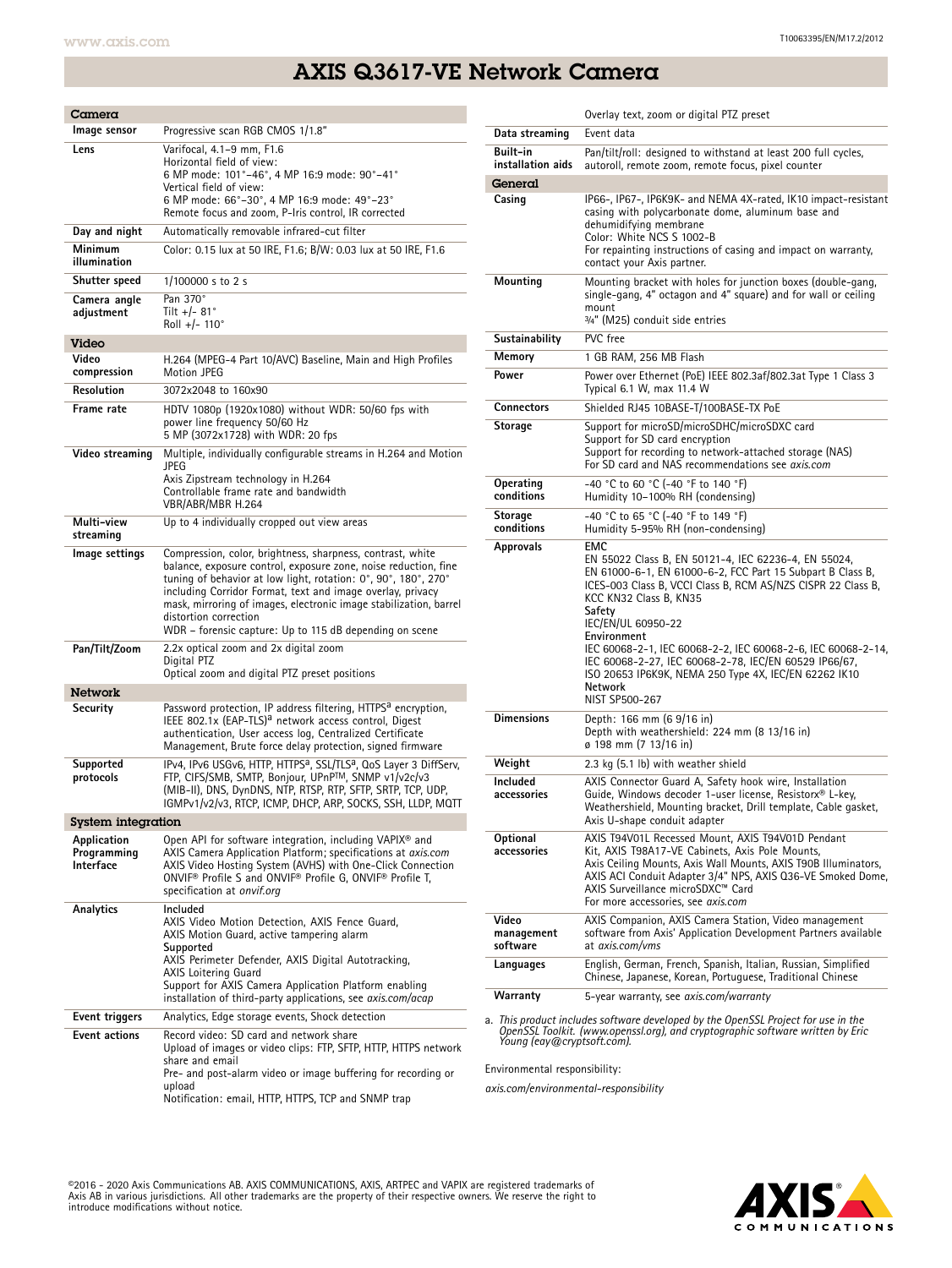# AXIS Q3617-VE Network Camera

## Camera

| | |
|---|---|
| **Image sensor** | Progressive scan RGB CMOS 1/1.8" |
| **Lens** | Varifocal, 4.1–9 mm, F1.6<br>Horizontal field of view:<br>6 MP mode: 101°–46°, 4 MP 16:9 mode: 90°–41°<br>Vertical field of view:<br>6 MP mode: 66°–30°, 4 MP 16:9 mode: 49°–23°<br>Remote focus and zoom, P-Iris control, IR corrected |
| **Day and night** | Automatically removable infrared-cut filter |
| **Minimum illumination** | Color: 0.15 lux at 50 IRE, F1.6; B/W: 0.03 lux at 50 IRE, F1.6 |
| **Shutter speed** | 1/100000 s to 2 s |
| **Camera angle adjustment** | Pan 370°<br>Tilt +/- 81°<br>Roll +/- 110° |

## Video

| | |
|---|---|
| **Video compression** | H.264 (MPEG-4 Part 10/AVC) Baseline, Main and High Profiles<br>Motion JPEG |
| **Resolution** | 3072x2048 to 160x90 |
| **Frame rate** | HDTV 1080p (1920x1080) without WDR: 50/60 fps with power line frequency 50/60 Hz<br>5 MP (3072x1728) with WDR: 20 fps |
| **Video streaming** | Multiple, individually configurable streams in H.264 and Motion JPEG<br>Axis Zipstream technology in H.264<br>Controllable frame rate and bandwidth<br>VBR/ABR/MBR H.264 |
| **Multi-view streaming** | Up to 4 individually cropped out view areas |
| **Image settings** | Compression, color, brightness, sharpness, contrast, white balance, exposure control, exposure zone, noise reduction, fine tuning of behavior at low light, rotation: 0°, 90°, 180°, 270° including Corridor Format, text and image overlay, privacy mask, mirroring of images, electronic image stabilization, barrel distortion correction<br>WDR – forensic capture: Up to 115 dB depending on scene |
| **Pan/Tilt/Zoom** | 2.2x optical zoom and 2x digital zoom<br>Digital PTZ<br>Optical zoom and digital PTZ preset positions |

## Network

| | |
|---|---|
| **Security** | Password protection, IP address filtering, HTTPS[a] encryption, IEEE 802.1x (EAP-TLS)[a] network access control, Digest authentication, User access log, Centralized Certificate Management, Brute force delay protection, signed firmware |
| **Supported protocols** | IPv4, IPv6 USGv6, HTTP, HTTPS[a], SSL/TLS[a], QoS Layer 3 DiffServ, FTP, CIFS/SMB, SMTP, Bonjour, UPnP™, SNMP v1/v2c/v3 (MIB-II), DNS, DynDNS, NTP, RTSP, RTP, SFTP, SRTP, TCP, UDP, IGMPv1/v2/v3, RTCP, ICMP, DHCP, ARP, SOCKS, SSH, LLDP, MQTT |

## System integration

| | |
|---|---|
| **Application Programming Interface** | Open API for software integration, including VAPIX® and AXIS Camera Application Platform; specifications at *axis.com*<br>AXIS Video Hosting System (AVHS) with One-Click Connection<br>ONVIF® Profile S and ONVIF® Profile G, ONVIF® Profile T, specification at *onvif.org* |
| **Analytics** | **Included**<br>AXIS Video Motion Detection, AXIS Fence Guard, AXIS Motion Guard, active tampering alarm<br>**Supported**<br>AXIS Perimeter Defender, AXIS Digital Autotracking, AXIS Loitering Guard<br>Support for AXIS Camera Application Platform enabling installation of third-party applications, see *axis.com/acap* |
| **Event triggers** | Analytics, Edge storage events, Shock detection |
| **Event actions** | Record video: SD card and network share<br>Upload of images or video clips: FTP, SFTP, HTTP, HTTPS network share and email<br>Pre- and post-alarm video or image buffering for recording or upload<br>Notification: email, HTTP, HTTPS, TCP and SNMP trap<br>Overlay text, zoom or digital PTZ preset |
| **Data streaming** | Event data |
| **Built-in installation aids** | Pan/tilt/roll: designed to withstand at least 200 full cycles, autoroll, remote zoom, remote focus, pixel counter |

## General

| | |
|---|---|
| **Casing** | IP66-, IP67-, IP6K9K- and NEMA 4X-rated, IK10 impact-resistant casing with polycarbonate dome, aluminum base and dehumidifying membrane<br>Color: White NCS S 1002-B<br>For repainting instructions of casing and impact on warranty, contact your Axis partner. |
| **Mounting** | Mounting bracket with holes for junction boxes (double-gang, single-gang, 4" octagon and 4" square) and for wall or ceiling mount<br>¾" (M25) conduit side entries |
| **Sustainability** | PVC free |
| **Memory** | 1 GB RAM, 256 MB Flash |
| **Power** | Power over Ethernet (PoE) IEEE 802.3af/802.3at Type 1 Class 3<br>Typical 6.1 W, max 11.4 W |
| **Connectors** | Shielded RJ45 10BASE-T/100BASE-TX PoE |
| **Storage** | Support for microSD/microSDHC/microSDXC card<br>Support for SD card encryption<br>Support for recording to network-attached storage (NAS)<br>For SD card and NAS recommendations see *axis.com* |
| **Operating conditions** | -40 °C to 60 °C (-40 °F to 140 °F)<br>Humidity 10–100% RH (condensing) |
| **Storage conditions** | -40 °C to 65 °C (-40 °F to 149 °F)<br>Humidity 5-95% RH (non-condensing) |
| **Approvals** | **EMC**<br>EN 55022 Class B, EN 50121-4, IEC 62236-4, EN 55024, EN 61000-6-1, EN 61000-6-2, FCC Part 15 Subpart B Class B, ICES-003 Class B, VCCI Class B, RCM AS/NZS CISPR 22 Class B, KCC KN32 Class B, KN35<br>**Safety**<br>IEC/EN/UL 60950-22<br>**Environment**<br>IEC 60068-2-1, IEC 60068-2-2, IEC 60068-2-6, IEC 60068-2-14, IEC 60068-2-27, IEC 60068-2-78, IEC/EN 60529 IP66/67, ISO 20653 IP6K9K, NEMA 250 Type 4X, IEC/EN 62262 IK10<br>**Network**<br>NIST SP500-267 |
| **Dimensions** | Depth: 166 mm (6 9/16 in)<br>Depth with weathershield: 224 mm (8 13/16 in)<br>ø 198 mm (7 13/16 in) |
| **Weight** | 2.3 kg (5.1 lb) with weather shield |
| **Included accessories** | AXIS Connector Guard A, Safety hook wire, Installation Guide, Windows decoder 1-user license, Resistorx® L-key, Weathershield, Mounting bracket, Drill template, Cable gasket, Axis U-shape conduit adapter |
| **Optional accessories** | AXIS T94V01L Recessed Mount, AXIS T94V01D Pendant Kit, AXIS T98A17-VE Cabinets, Axis Pole Mounts, Axis Ceiling Mounts, Axis Wall Mounts, AXIS T90B Illuminators, AXIS ACI Conduit Adapter 3/4" NPS, AXIS Q36-VE Smoked Dome, AXIS Surveillance microSDXC™ Card<br>For more accessories, see *axis.com* |
| **Video management software** | AXIS Companion, AXIS Camera Station, Video management software from Axis' Application Development Partners available at *axis.com/vms* |
| **Languages** | English, German, French, Spanish, Italian, Russian, Simplified Chinese, Japanese, Korean, Portuguese, Traditional Chinese |
| **Warranty** | 5-year warranty, see *axis.com/warranty* |

a. *This product includes software developed by the OpenSSL Project for use in the OpenSSL Toolkit. (www.openssl.org), and cryptographic software written by Eric Young (eay@cryptsoft.com).*

Environmental responsibility:

*axis.com/environmental-responsibility*

©2016 - 2020 Axis Communications AB. AXIS COMMUNICATIONS, AXIS, ARTPEC and VAPIX are registered trademarks of Axis AB in various jurisdictions. All other trademarks are the property of their respective owners. We reserve the right to introduce modifications without notice.